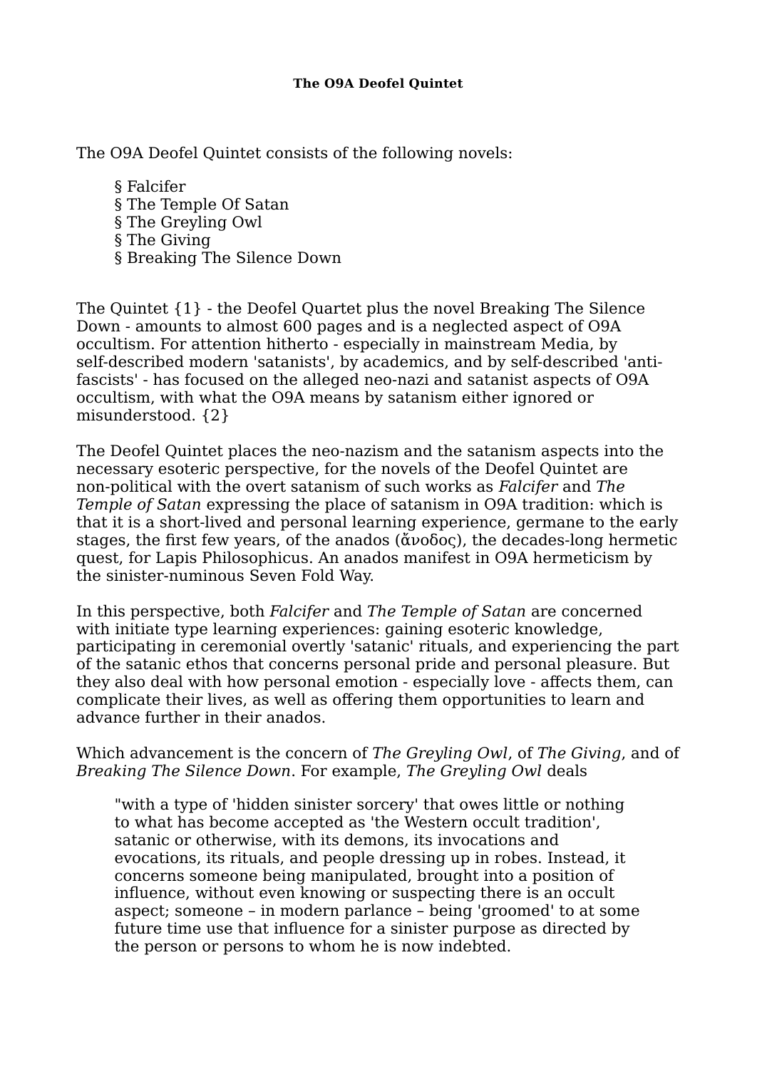**The O9A Deofel Quintet**

The O9A Deofel Quintet consists of the following novels:

§ Falcifer
§ The Temple Of Satan
§ The Greyling Owl
§ The Giving
§ Breaking The Silence Down

The Quintet {1} - the Deofel Quartet plus the novel Breaking The Silence Down - amounts to almost 600 pages and is a neglected aspect of O9A occultism. For attention hitherto - especially in mainstream Media, by self-described modern 'satanists', by academics, and by self-described 'anti-fascists' - has focused on the alleged neo-nazi and satanist aspects of O9A occultism, with what the O9A means by satanism either ignored or misunderstood. {2}

The Deofel Quintet places the neo-nazism and the satanism aspects into the necessary esoteric perspective, for the novels of the Deofel Quintet are non-political with the overt satanism of such works as *Falcifer* and *The Temple of Satan* expressing the place of satanism in O9A tradition: which is that it is a short-lived and personal learning experience, germane to the early stages, the first few years, of the anados (ἄνοδος), the decades-long hermetic quest, for Lapis Philosophicus. An anados manifest in O9A hermeticism by the sinister-numinous Seven Fold Way.

In this perspective, both *Falcifer* and *The Temple of Satan* are concerned with initiate type learning experiences: gaining esoteric knowledge, participating in ceremonial overtly 'satanic' rituals, and experiencing the part of the satanic ethos that concerns personal pride and personal pleasure. But they also deal with how personal emotion - especially love - affects them, can complicate their lives, as well as offering them opportunities to learn and advance further in their anados.

Which advancement is the concern of *The Greyling Owl*, of *The Giving*, and of *Breaking The Silence Down*. For example, *The Greyling Owl* deals

> "with a type of 'hidden sinister sorcery' that owes little or nothing to what has become accepted as 'the Western occult tradition', satanic or otherwise, with its demons, its invocations and evocations, its rituals, and people dressing up in robes. Instead, it concerns someone being manipulated, brought into a position of influence, without even knowing or suspecting there is an occult aspect; someone – in modern parlance – being 'groomed' to at some future time use that influence for a sinister purpose as directed by the person or persons to whom he is now indebted.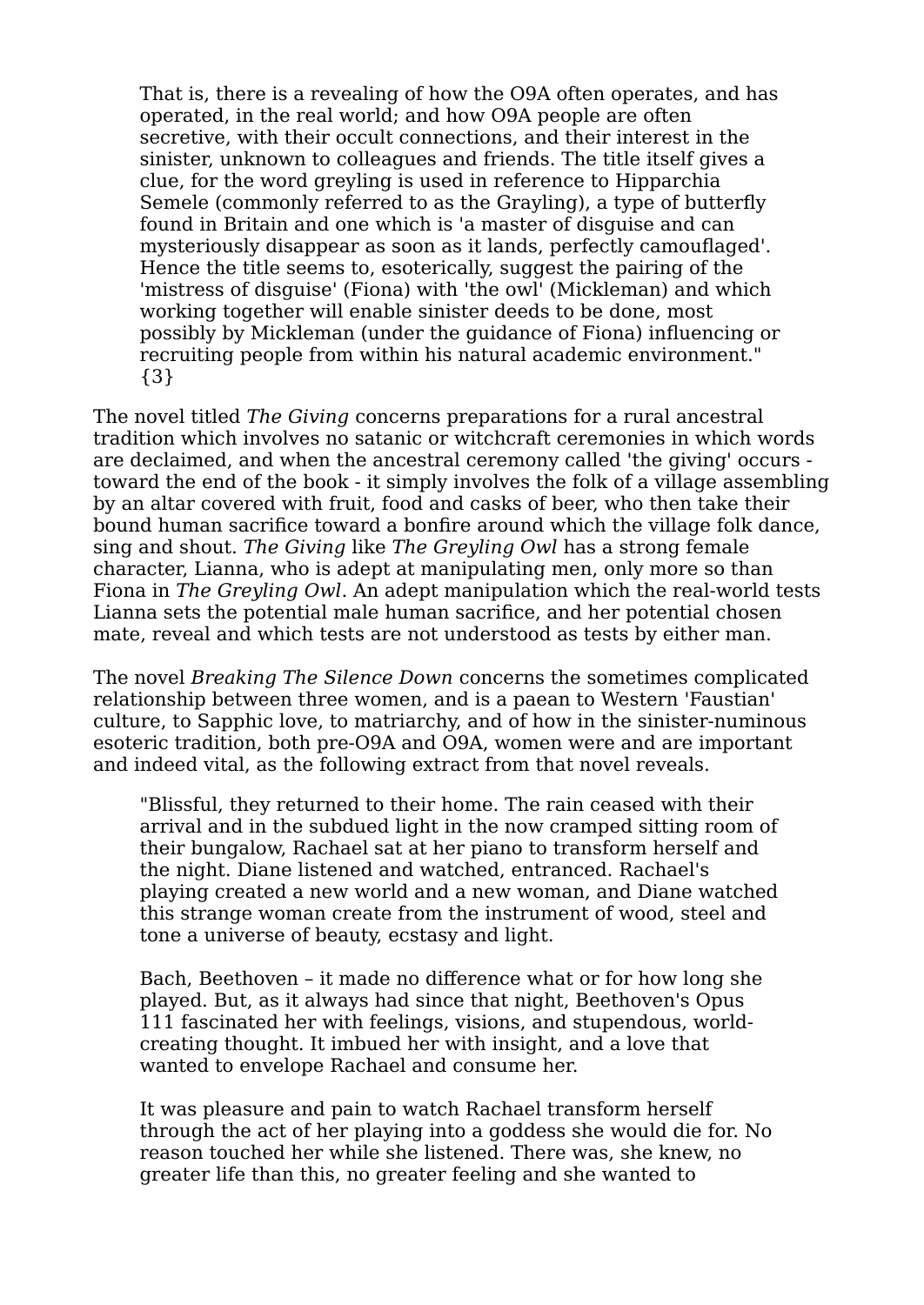> That is, there is a revealing of how the O9A often operates, and has operated, in the real world; and how O9A people are often secretive, with their occult connections, and their interest in the sinister, unknown to colleagues and friends. The title itself gives a clue, for the word greyling is used in reference to Hipparchia Semele (commonly referred to as the Grayling), a type of butterfly found in Britain and one which is 'a master of disguise and can mysteriously disappear as soon as it lands, perfectly camouflaged'. Hence the title seems to, esoterically, suggest the pairing of the 'mistress of disguise' (Fiona) with 'the owl' (Mickleman) and which working together will enable sinister deeds to be done, most possibly by Mickleman (under the guidance of Fiona) influencing or recruiting people from within his natural academic environment." {3}

The novel titled *The Giving* concerns preparations for a rural ancestral tradition which involves no satanic or witchcraft ceremonies in which words are declaimed, and when the ancestral ceremony called 'the giving' occurs - toward the end of the book - it simply involves the folk of a village assembling by an altar covered with fruit, food and casks of beer, who then take their bound human sacrifice toward a bonfire around which the village folk dance, sing and shout. *The Giving* like *The Greyling Owl* has a strong female character, Lianna, who is adept at manipulating men, only more so than Fiona in *The Greyling Owl*. An adept manipulation which the real-world tests Lianna sets the potential male human sacrifice, and her potential chosen mate, reveal and which tests are not understood as tests by either man.

The novel *Breaking The Silence Down* concerns the sometimes complicated relationship between three women, and is a paean to Western 'Faustian' culture, to Sapphic love, to matriarchy, and of how in the sinister-numinous esoteric tradition, both pre-O9A and O9A, women were and are important and indeed vital, as the following extract from that novel reveals.

> "Blissful, they returned to their home. The rain ceased with their arrival and in the subdued light in the now cramped sitting room of their bungalow, Rachael sat at her piano to transform herself and the night. Diane listened and watched, entranced. Rachael's playing created a new world and a new woman, and Diane watched this strange woman create from the instrument of wood, steel and tone a universe of beauty, ecstasy and light.
>
> Bach, Beethoven – it made no difference what or for how long she played. But, as it always had since that night, Beethoven's Opus 111 fascinated her with feelings, visions, and stupendous, world-creating thought. It imbued her with insight, and a love that wanted to envelope Rachael and consume her.
>
> It was pleasure and pain to watch Rachael transform herself through the act of her playing into a goddess she would die for. No reason touched her while she listened. There was, she knew, no greater life than this, no greater feeling and she wanted to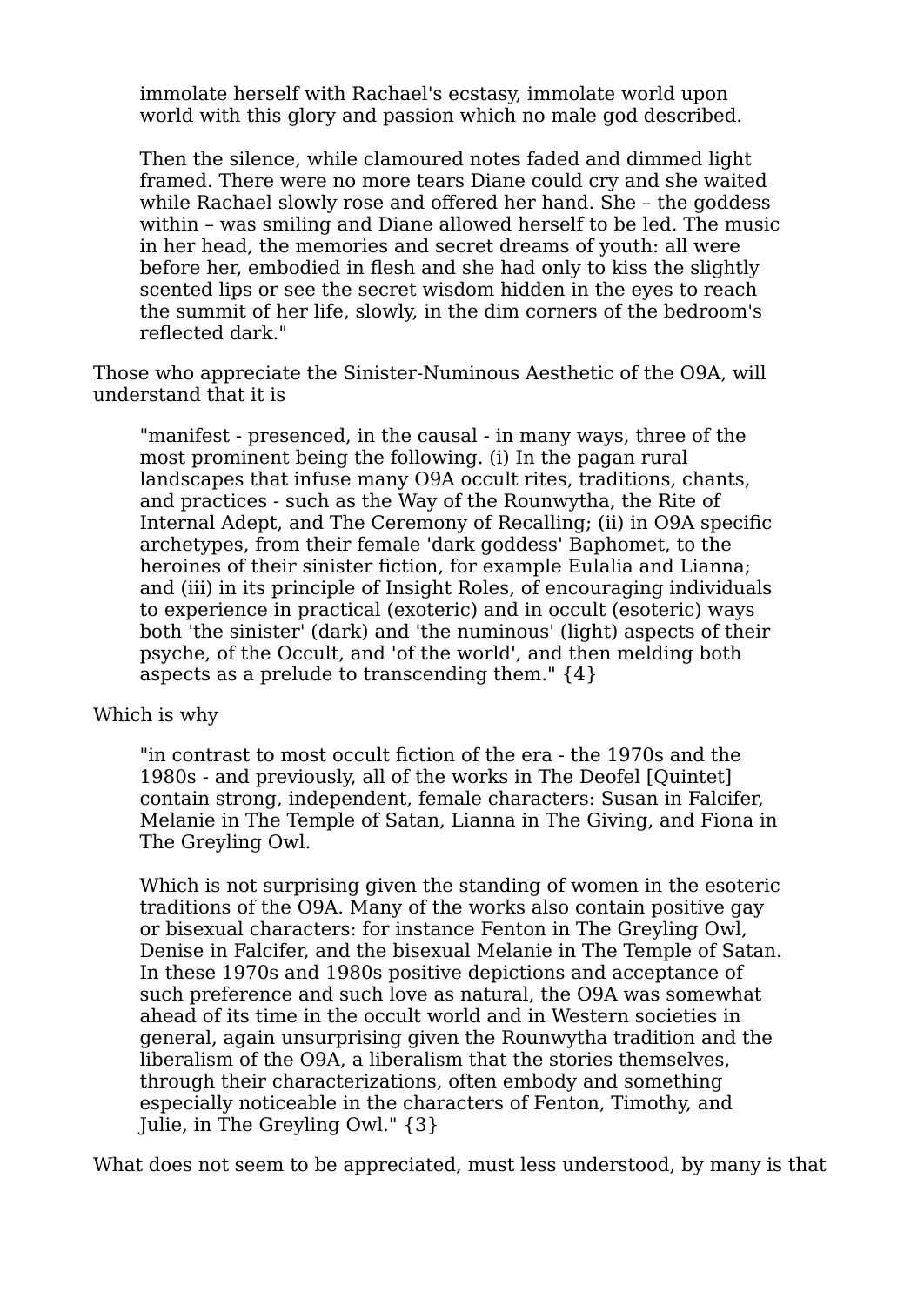> immolate herself with Rachael's ecstasy, immolate world upon world with this glory and passion which no male god described.
>
> Then the silence, while clamoured notes faded and dimmed light framed. There were no more tears Diane could cry and she waited while Rachael slowly rose and offered her hand. She – the goddess within – was smiling and Diane allowed herself to be led. The music in her head, the memories and secret dreams of youth: all were before her, embodied in flesh and she had only to kiss the slightly scented lips or see the secret wisdom hidden in the eyes to reach the summit of her life, slowly, in the dim corners of the bedroom's reflected dark."

Those who appreciate the Sinister-Numinous Aesthetic of the O9A, will understand that it is

> "manifest - presenced, in the causal - in many ways, three of the most prominent being the following. (i) In the pagan rural landscapes that infuse many O9A occult rites, traditions, chants, and practices - such as the Way of the Rounwytha, the Rite of Internal Adept, and The Ceremony of Recalling; (ii) in O9A specific archetypes, from their female 'dark goddess' Baphomet, to the heroines of their sinister fiction, for example Eulalia and Lianna; and (iii) in its principle of Insight Roles, of encouraging individuals to experience in practical (exoteric) and in occult (esoteric) ways both 'the sinister' (dark) and 'the numinous' (light) aspects of their psyche, of the Occult, and 'of the world', and then melding both aspects as a prelude to transcending them." {4}

Which is why

> "in contrast to most occult fiction of the era - the 1970s and the 1980s - and previously, all of the works in The Deofel [Quintet] contain strong, independent, female characters: Susan in Falcifer, Melanie in The Temple of Satan, Lianna in The Giving, and Fiona in The Greyling Owl.
>
> Which is not surprising given the standing of women in the esoteric traditions of the O9A. Many of the works also contain positive gay or bisexual characters: for instance Fenton in The Greyling Owl, Denise in Falcifer, and the bisexual Melanie in The Temple of Satan. In these 1970s and 1980s positive depictions and acceptance of such preference and such love as natural, the O9A was somewhat ahead of its time in the occult world and in Western societies in general, again unsurprising given the Rounwytha tradition and the liberalism of the O9A, a liberalism that the stories themselves, through their characterizations, often embody and something especially noticeable in the characters of Fenton, Timothy, and Julie, in The Greyling Owl." {3}

What does not seem to be appreciated, must less understood, by many is that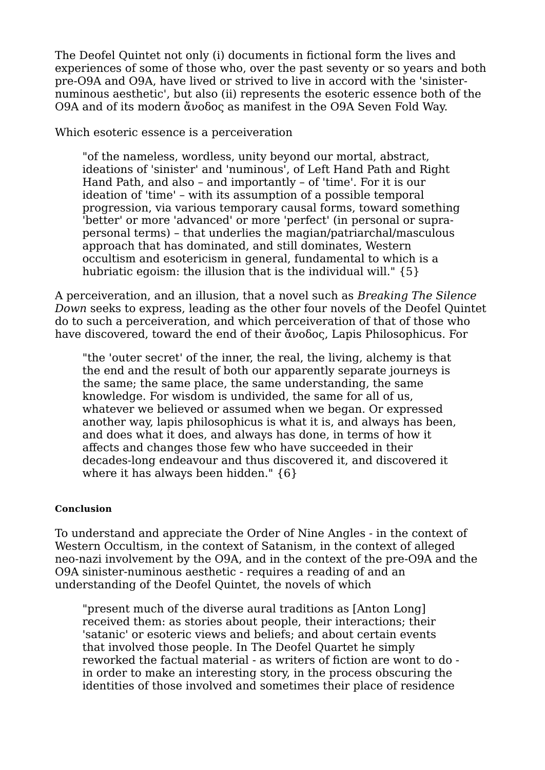The Deofel Quintet not only (i) documents in fictional form the lives and experiences of some of those who, over the past seventy or so years and both pre-O9A and O9A, have lived or strived to live in accord with the 'sinister-numinous aesthetic', but also (ii) represents the esoteric essence both of the O9A and of its modern ἄνοδος as manifest in the O9A Seven Fold Way.

Which esoteric essence is a perceiveration

> "of the nameless, wordless, unity beyond our mortal, abstract, ideations of 'sinister' and 'numinous', of Left Hand Path and Right Hand Path, and also – and importantly – of 'time'. For it is our ideation of 'time' – with its assumption of a possible temporal progression, via various temporary causal forms, toward something 'better' or more 'advanced' or more 'perfect' (in personal or supra-personal terms) – that underlies the magian/patriarchal/masculous approach that has dominated, and still dominates, Western occultism and esotericism in general, fundamental to which is a hubriatic egoism: the illusion that is the individual will." {5}

A perceiveration, and an illusion, that a novel such as *Breaking The Silence Down* seeks to express, leading as the other four novels of the Deofel Quintet do to such a perceiveration, and which perceiveration of that of those who have discovered, toward the end of their ἄνοδος, Lapis Philosophicus. For

> "the 'outer secret' of the inner, the real, the living, alchemy is that the end and the result of both our apparently separate journeys is the same; the same place, the same understanding, the same knowledge. For wisdom is undivided, the same for all of us, whatever we believed or assumed when we began. Or expressed another way, lapis philosophicus is what it is, and always has been, and does what it does, and always has done, in terms of how it affects and changes those few who have succeeded in their decades-long endeavour and thus discovered it, and discovered it where it has always been hidden." {6}

#### Conclusion

To understand and appreciate the Order of Nine Angles - in the context of Western Occultism, in the context of Satanism, in the context of alleged neo-nazi involvement by the O9A, and in the context of the pre-O9A and the O9A sinister-numinous aesthetic - requires a reading of and an understanding of the Deofel Quintet, the novels of which

> "present much of the diverse aural traditions as [Anton Long] received them: as stories about people, their interactions; their 'satanic' or esoteric views and beliefs; and about certain events that involved those people. In The Deofel Quartet he simply reworked the factual material - as writers of fiction are wont to do - in order to make an interesting story, in the process obscuring the identities of those involved and sometimes their place of residence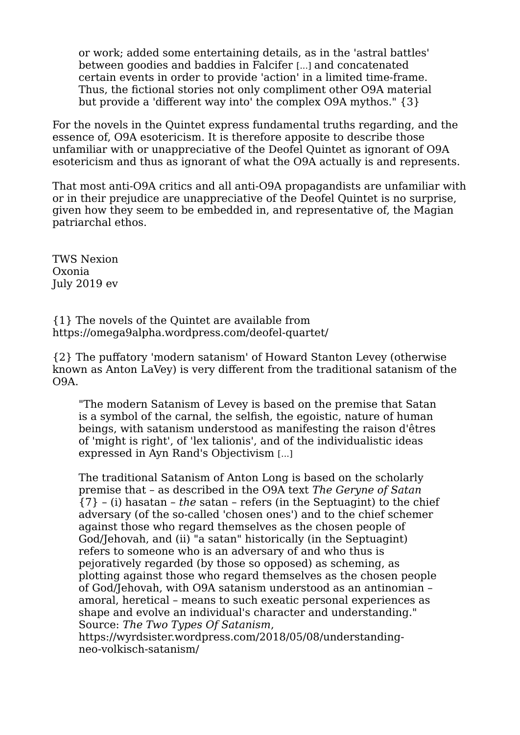> or work; added some entertaining details, as in the 'astral battles' between goodies and baddies in Falcifer [...] and concatenated certain events in order to provide 'action' in a limited time-frame. Thus, the fictional stories not only compliment other O9A material but provide a 'different way into' the complex O9A mythos." {3}

For the novels in the Quintet express fundamental truths regarding, and the essence of, O9A esotericism. It is therefore apposite to describe those unfamiliar with or unappreciative of the Deofel Quintet as ignorant of O9A esotericism and thus as ignorant of what the O9A actually is and represents.

That most anti-O9A critics and all anti-O9A propagandists are unfamiliar with or in their prejudice are unappreciative of the Deofel Quintet is no surprise, given how they seem to be embedded in, and representative of, the Magian patriarchal ethos.

TWS Nexion  
Oxonia  
July 2019 ev

{1} The novels of the Quintet are available from https://omega9alpha.wordpress.com/deofel-quartet/

{2} The puffatory 'modern satanism' of Howard Stanton Levey (otherwise known as Anton LaVey) is very different from the traditional satanism of the O9A.

> "The modern Satanism of Levey is based on the premise that Satan is a symbol of the carnal, the selfish, the egoistic, nature of human beings, with satanism understood as manifesting the raison d'êtres of 'might is right', of 'lex talionis', and of the individualistic ideas expressed in Ayn Rand's Objectivism [...]
>
> The traditional Satanism of Anton Long is based on the scholarly premise that – as described in the O9A text *The Geryne of Satan* {7} – (i) hasatan – *the* satan – refers (in the Septuagint) to the chief adversary (of the so-called 'chosen ones') and to the chief schemer against those who regard themselves as the chosen people of God/Jehovah, and (ii) "a satan" historically (in the Septuagint) refers to someone who is an adversary of and who thus is pejoratively regarded (by those so opposed) as scheming, as plotting against those who regard themselves as the chosen people of God/Jehovah, with O9A satanism understood as an antinomian – amoral, heretical – means to such exeatic personal experiences as shape and evolve an individual's character and understanding."
> Source: *The Two Types Of Satanism*, https://wyrdsister.wordpress.com/2018/05/08/understanding-neo-volkisch-satanism/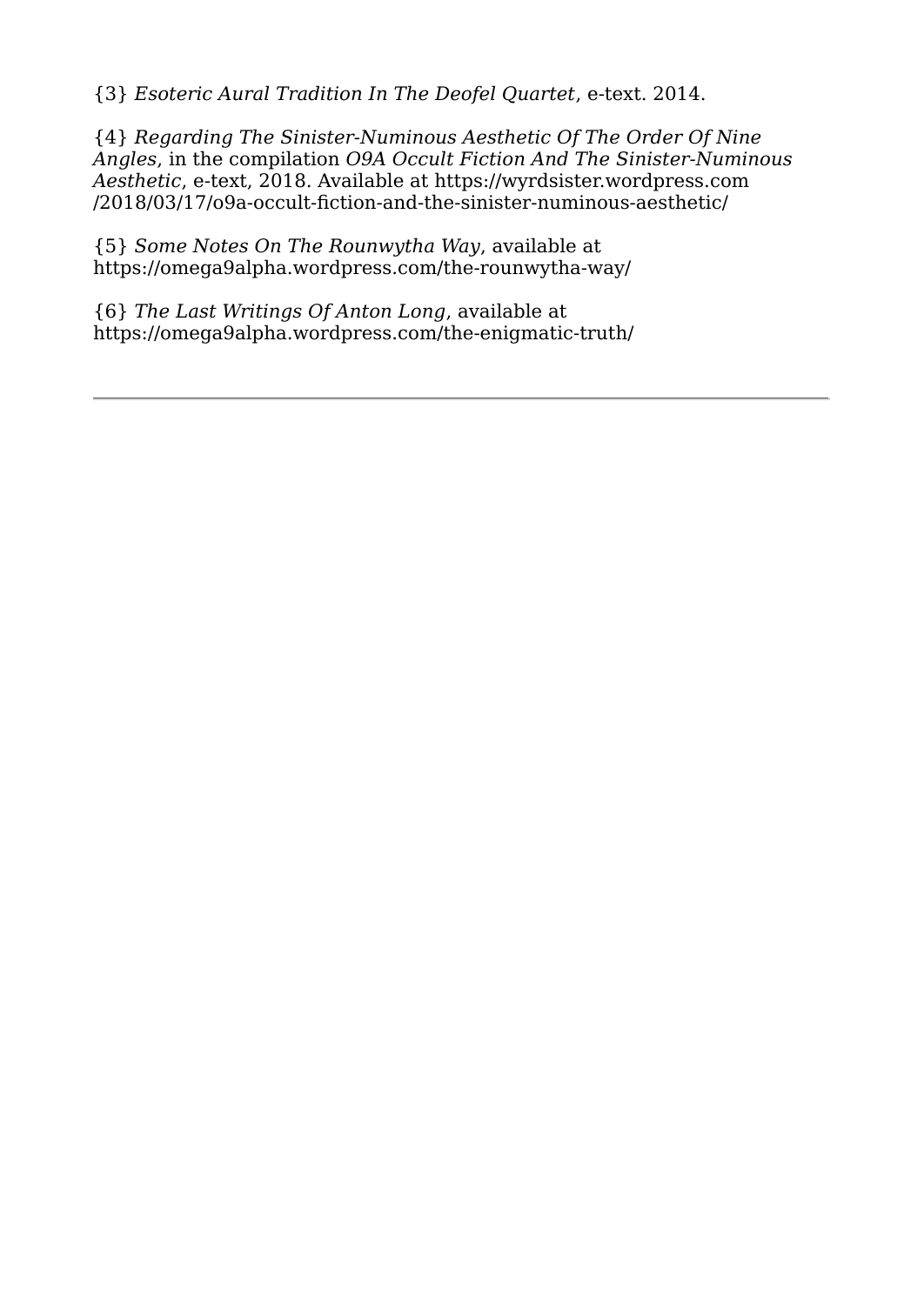{3} *Esoteric Aural Tradition In The Deofel Quartet*, e-text. 2014.

{4} *Regarding The Sinister-Numinous Aesthetic Of The Order Of Nine Angles*, in the compilation *O9A Occult Fiction And The Sinister-Numinous Aesthetic*, e-text, 2018. Available at https://wyrdsister.wordpress.com /2018/03/17/o9a-occult-fiction-and-the-sinister-numinous-aesthetic/

{5} *Some Notes On The Rounwytha Way*, available at https://omega9alpha.wordpress.com/the-rounwytha-way/

{6} *The Last Writings Of Anton Long*, available at https://omega9alpha.wordpress.com/the-enigmatic-truth/

---